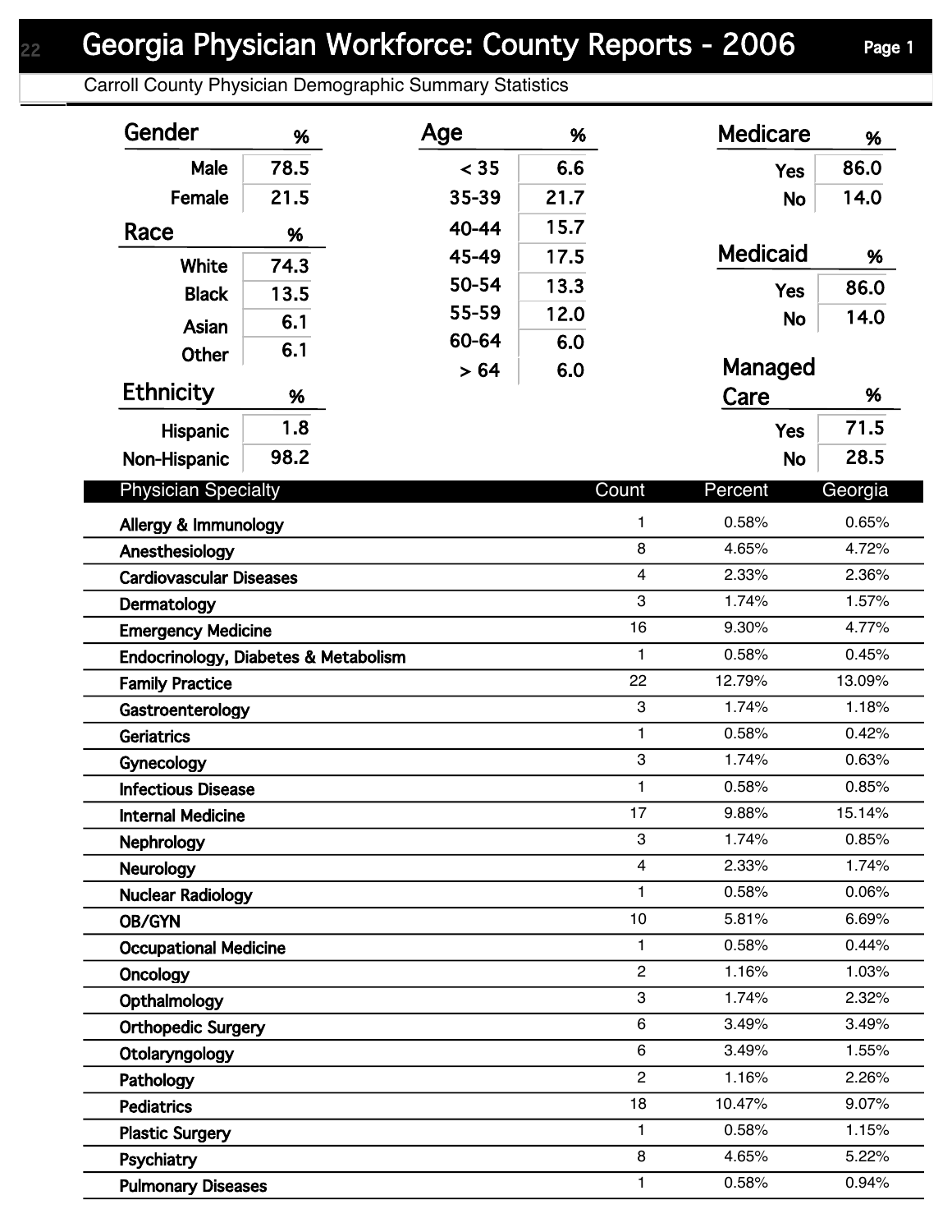# Georgia Physician Workforce: County Reports - 2006

## Carroll County Physician Demographic Summary Statistics

### Gender

| Gender | % |
|---|---|
| Male | 78.5 |
| Female | 21.5 |

### Race

| Race | % |
|---|---|
| White | 74.3 |
| Black | 13.5 |
| Asian | 6.1 |
| Other | 6.1 |

### Ethnicity

| Ethnicity | % |
|---|---|
| Hispanic | 1.8 |
| Non-Hispanic | 98.2 |

### Age

| Age | % |
|---|---|
| < 35 | 6.6 |
| 35-39 | 21.7 |
| 40-44 | 15.7 |
| 45-49 | 17.5 |
| 50-54 | 13.3 |
| 55-59 | 12.0 |
| 60-64 | 6.0 |
| > 64 | 6.0 |

### Medicare

| Medicare | % |
|---|---|
| Yes | 86.0 |
| No | 14.0 |

### Medicaid

| Medicaid | % |
|---|---|
| Yes | 86.0 |
| No | 14.0 |

### Managed Care

| Managed Care | % |
|---|---|
| Yes | 71.5 |
| No | 28.5 |

### Physician Specialty

| Physician Specialty | Count | Percent | Georgia |
|---|---|---|---|
| Allergy & Immunology | 1 | 0.58% | 0.65% |
| Anesthesiology | 8 | 4.65% | 4.72% |
| Cardiovascular Diseases | 4 | 2.33% | 2.36% |
| Dermatology | 3 | 1.74% | 1.57% |
| Emergency Medicine | 16 | 9.30% | 4.77% |
| Endocrinology, Diabetes & Metabolism | 1 | 0.58% | 0.45% |
| Family Practice | 22 | 12.79% | 13.09% |
| Gastroenterology | 3 | 1.74% | 1.18% |
| Geriatrics | 1 | 0.58% | 0.42% |
| Gynecology | 3 | 1.74% | 0.63% |
| Infectious Disease | 1 | 0.58% | 0.85% |
| Internal Medicine | 17 | 9.88% | 15.14% |
| Nephrology | 3 | 1.74% | 0.85% |
| Neurology | 4 | 2.33% | 1.74% |
| Nuclear Radiology | 1 | 0.58% | 0.06% |
| OB/GYN | 10 | 5.81% | 6.69% |
| Occupational Medicine | 1 | 0.58% | 0.44% |
| Oncology | 2 | 1.16% | 1.03% |
| Opthalmology | 3 | 1.74% | 2.32% |
| Orthopedic Surgery | 6 | 3.49% | 3.49% |
| Otolaryngology | 6 | 3.49% | 1.55% |
| Pathology | 2 | 1.16% | 2.26% |
| Pediatrics | 18 | 10.47% | 9.07% |
| Plastic Surgery | 1 | 0.58% | 1.15% |
| Psychiatry | 8 | 4.65% | 5.22% |
| Pulmonary Diseases | 1 | 0.58% | 0.94% |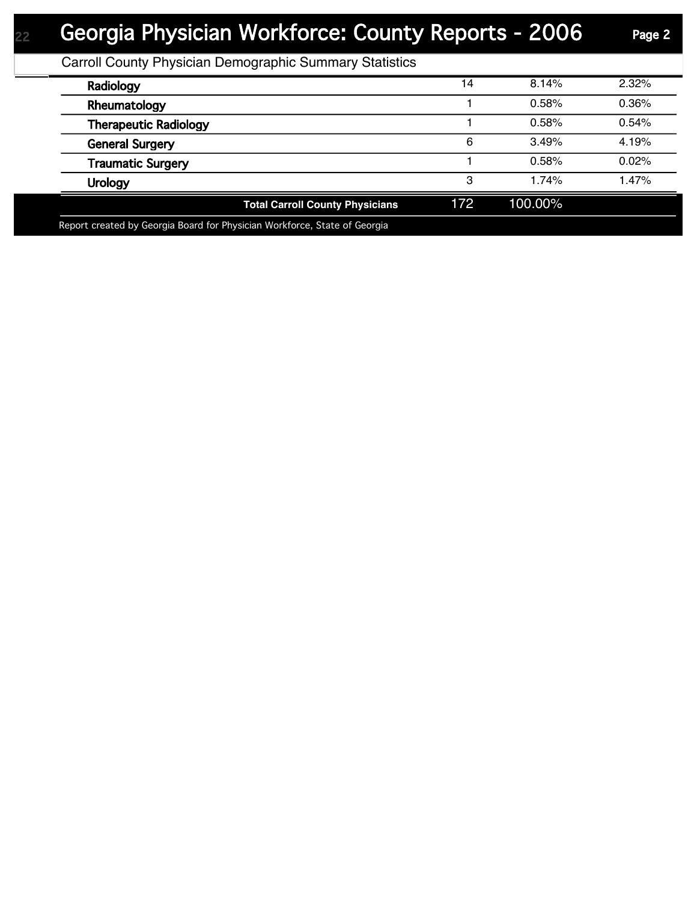Carroll County Physician Demographic Summary Statistics

| | | | |
|---|---|---|---|
| **Radiology** | 14 | 8.14% | 2.32% |
| **Rheumatology** | 1 | 0.58% | 0.36% |
| **Therapeutic Radiology** | 1 | 0.58% | 0.54% |
| **General Surgery** | 6 | 3.49% | 4.19% |
| **Traumatic Surgery** | 1 | 0.58% | 0.02% |
| **Urology** | 3 | 1.74% | 1.47% |
| **Total Carroll County Physicians** | 172 | 100.00% | |

Report created by Georgia Board for Physician Workforce, State of Georgia